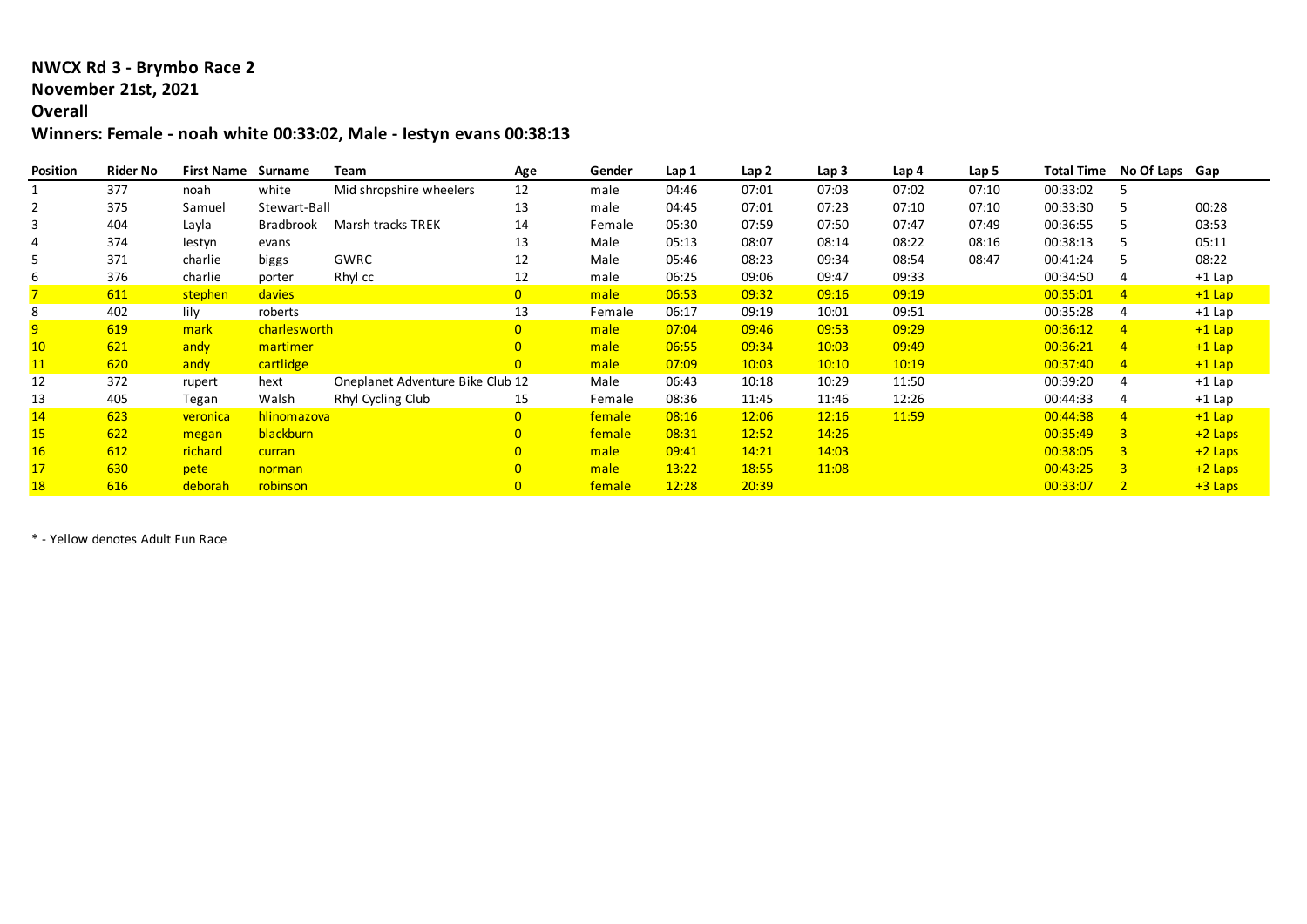**NWCX Rd 3 - Brymbo Race 2**
**November 21st, 2021**
**Overall**
**Winners: Female - noah white 00:33:02, Male - Iestyn evans 00:38:13**

| Position | Rider No | First Name | Surname | Team | Age | Gender | Lap 1 | Lap 2 | Lap 3 | Lap 4 | Lap 5 | Total Time | No Of Laps | Gap |
|---|---|---|---|---|---|---|---|---|---|---|---|---|---|---|
| 1 | 377 | noah | white | Mid shropshire wheelers | 12 | male | 04:46 | 07:01 | 07:03 | 07:02 | 07:10 | 00:33:02 | 5 | |
| 2 | 375 | Samuel | Stewart-Ball | | 13 | male | 04:45 | 07:01 | 07:23 | 07:10 | 07:10 | 00:33:30 | 5 | 00:28 |
| 3 | 404 | Layla | Bradbrook | Marsh tracks TREK | 14 | Female | 05:30 | 07:59 | 07:50 | 07:47 | 07:49 | 00:36:55 | 5 | 03:53 |
| 4 | 374 | Iestyn | evans | | 13 | Male | 05:13 | 08:07 | 08:14 | 08:22 | 08:16 | 00:38:13 | 5 | 05:11 |
| 5 | 371 | charlie | biggs | GWRC | 12 | Male | 05:46 | 08:23 | 09:34 | 08:54 | 08:47 | 00:41:24 | 5 | 08:22 |
| 6 | 376 | charlie | porter | Rhyl cc | 12 | male | 06:25 | 09:06 | 09:47 | 09:33 | | 00:34:50 | 4 | +1 Lap |
| 7 | 611 | stephen | davies | | 0 | male | 06:53 | 09:32 | 09:16 | 09:19 | | 00:35:01 | 4 | +1 Lap |
| 8 | 402 | lily | roberts | | 13 | Female | 06:17 | 09:19 | 10:01 | 09:51 | | 00:35:28 | 4 | +1 Lap |
| 9 | 619 | mark | charlesworth | | 0 | male | 07:04 | 09:46 | 09:53 | 09:29 | | 00:36:12 | 4 | +1 Lap |
| 10 | 621 | andy | martimer | | 0 | male | 06:55 | 09:34 | 10:03 | 09:49 | | 00:36:21 | 4 | +1 Lap |
| 11 | 620 | andy | cartlidge | | 0 | male | 07:09 | 10:03 | 10:10 | 10:19 | | 00:37:40 | 4 | +1 Lap |
| 12 | 372 | rupert | hext | Oneplanet Adventure Bike Club | 12 | Male | 06:43 | 10:18 | 10:29 | 11:50 | | 00:39:20 | 4 | +1 Lap |
| 13 | 405 | Tegan | Walsh | Rhyl Cycling Club | 15 | Female | 08:36 | 11:45 | 11:46 | 12:26 | | 00:44:33 | 4 | +1 Lap |
| 14 | 623 | veronica | hlinomazova | | 0 | female | 08:16 | 12:06 | 12:16 | 11:59 | | 00:44:38 | 4 | +1 Lap |
| 15 | 622 | megan | blackburn | | 0 | female | 08:31 | 12:52 | 14:26 | | | 00:35:49 | 3 | +2 Laps |
| 16 | 612 | richard | curran | | 0 | male | 09:41 | 14:21 | 14:03 | | | 00:38:05 | 3 | +2 Laps |
| 17 | 630 | pete | norman | | 0 | male | 13:22 | 18:55 | 11:08 | | | 00:43:25 | 3 | +2 Laps |
| 18 | 616 | deborah | robinson | | 0 | female | 12:28 | 20:39 | | | | 00:33:07 | 2 | +3 Laps |

* - Yellow denotes Adult Fun Race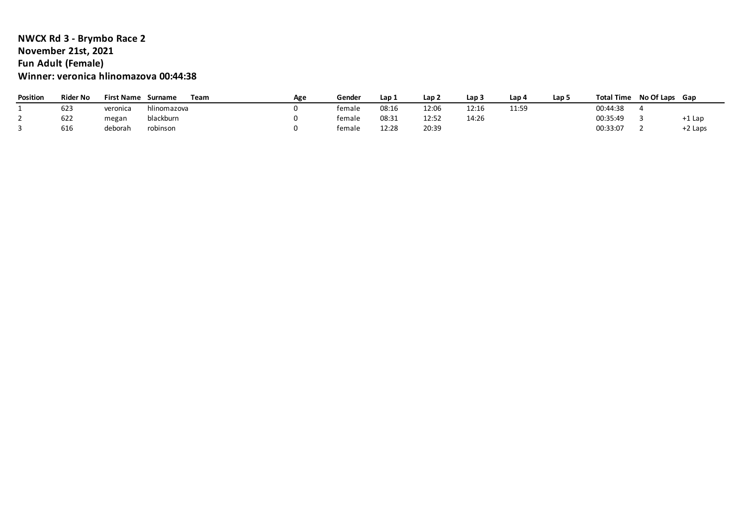**NWCX Rd 3 - Brymbo Race 2**
**November 21st, 2021**
**Fun Adult (Female)**
**Winner: veronica hlinomazova 00:44:38**

| Position | Rider No | First Name | Surname | Team | Age | Gender | Lap 1 | Lap 2 | Lap 3 | Lap 4 | Lap 5 | Total Time | No Of Laps | Gap |
|---|---|---|---|---|---|---|---|---|---|---|---|---|---|---|
| 1 | 623 | veronica | hlinomazova | | 0 | female | 08:16 | 12:06 | 12:16 | 11:59 | | 00:44:38 | 4 | |
| 2 | 622 | megan | blackburn | | 0 | female | 08:31 | 12:52 | 14:26 | | | 00:35:49 | 3 | +1 Lap |
| 3 | 616 | deborah | robinson | | 0 | female | 12:28 | 20:39 | | | | 00:33:07 | 2 | +2 Laps |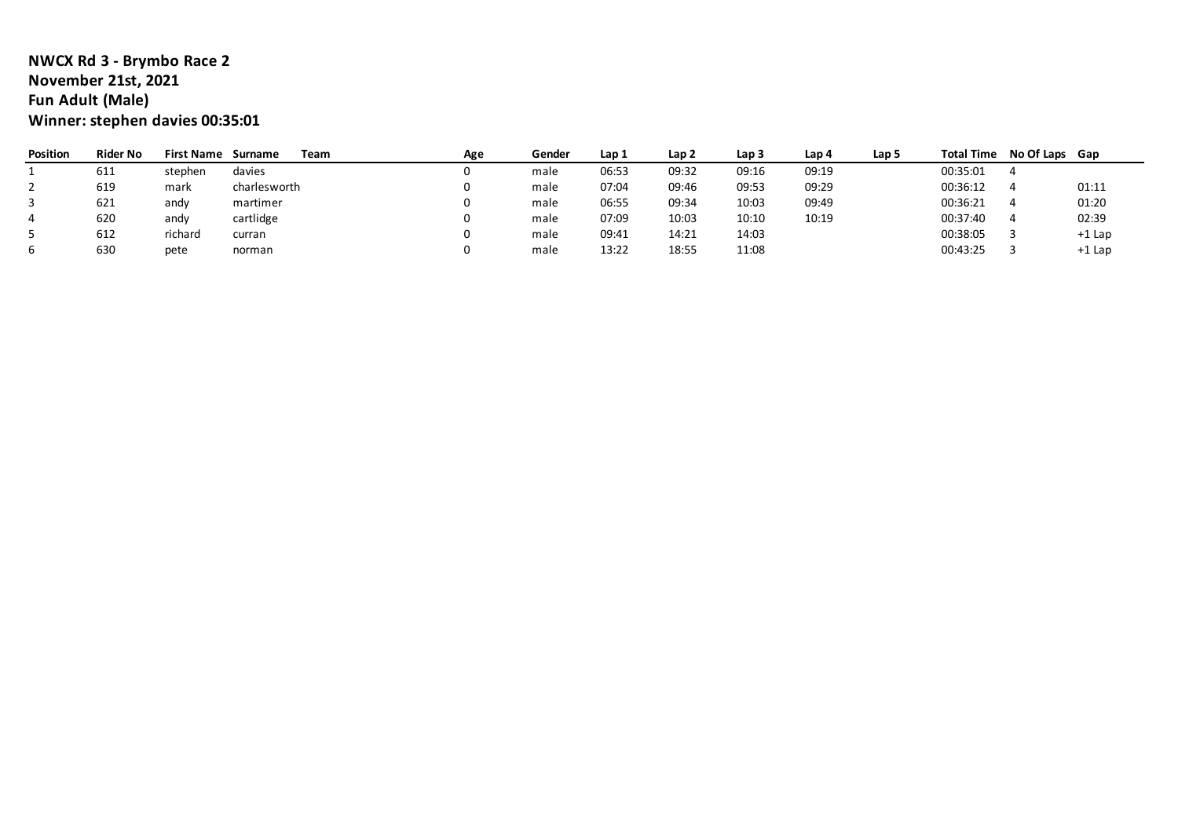**NWCX Rd 3 - Brymbo Race 2**
**November 21st, 2021**
**Fun Adult (Male)**
**Winner: stephen davies 00:35:01**

| Position | Rider No | First Name | Surname | Team | Age | Gender | Lap 1 | Lap 2 | Lap 3 | Lap 4 | Lap 5 | Total Time | No Of Laps | Gap |
|---|---|---|---|---|---|---|---|---|---|---|---|---|---|---|
| 1 | 611 | stephen | davies | | 0 | male | 06:53 | 09:32 | 09:16 | 09:19 | | 00:35:01 | 4 | |
| 2 | 619 | mark | charlesworth | | 0 | male | 07:04 | 09:46 | 09:53 | 09:29 | | 00:36:12 | 4 | 01:11 |
| 3 | 621 | andy | martimer | | 0 | male | 06:55 | 09:34 | 10:03 | 09:49 | | 00:36:21 | 4 | 01:20 |
| 4 | 620 | andy | cartlidge | | 0 | male | 07:09 | 10:03 | 10:10 | 10:19 | | 00:37:40 | 4 | 02:39 |
| 5 | 612 | richard | curran | | 0 | male | 09:41 | 14:21 | 14:03 | | | 00:38:05 | 3 | +1 Lap |
| 6 | 630 | pete | norman | | 0 | male | 13:22 | 18:55 | 11:08 | | | 00:43:25 | 3 | +1 Lap |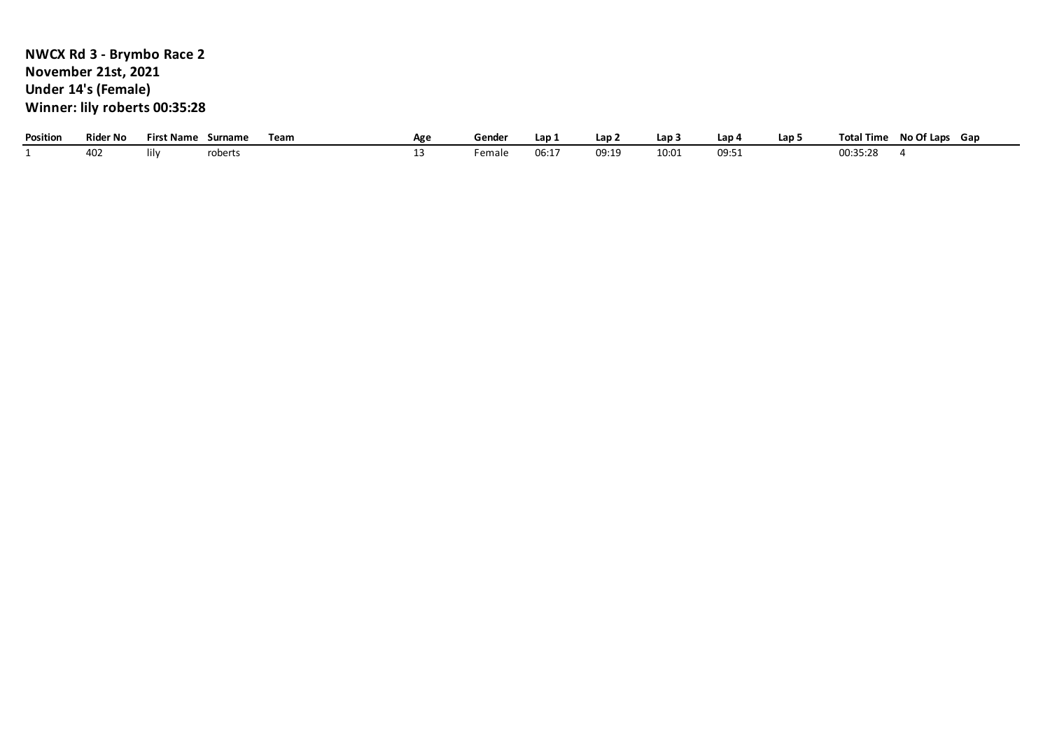**NWCX Rd 3 - Brymbo Race 2**
**November 21st, 2021**
**Under 14's (Female)**
**Winner: lily roberts 00:35:28**

| Position | Rider No | First Name | Surname | Team | Age | Gender | Lap 1 | Lap 2 | Lap 3 | Lap 4 | Lap 5 | Total Time | No Of Laps | Gap |
|---|---|---|---|---|---|---|---|---|---|---|---|---|---|---|
| 1 | 402 | lily | roberts | | 13 | Female | 06:17 | 09:19 | 10:01 | 09:51 | | 00:35:28 | 4 | |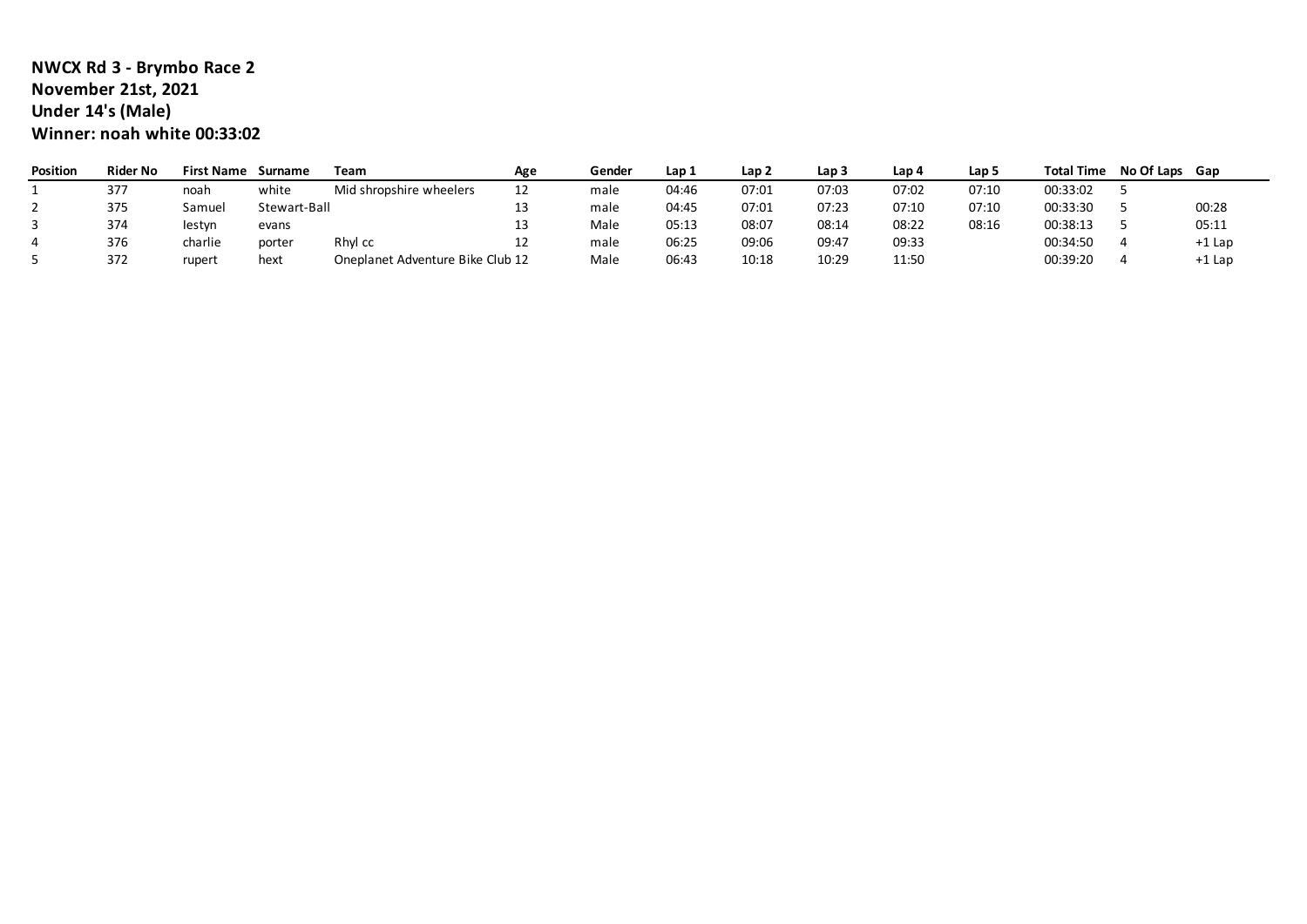**NWCX Rd 3 - Brymbo Race 2**
**November 21st, 2021**
**Under 14's (Male)**
**Winner: noah white 00:33:02**

| Position | Rider No | First Name | Surname | Team | Age | Gender | Lap 1 | Lap 2 | Lap 3 | Lap 4 | Lap 5 | Total Time | No Of Laps | Gap |
|---|---|---|---|---|---|---|---|---|---|---|---|---|---|---|
| 1 | 377 | noah | white | Mid shropshire wheelers | 12 | male | 04:46 | 07:01 | 07:03 | 07:02 | 07:10 | 00:33:02 | 5 | |
| 2 | 375 | Samuel | Stewart-Ball | | 13 | male | 04:45 | 07:01 | 07:23 | 07:10 | 07:10 | 00:33:30 | 5 | 00:28 |
| 3 | 374 | Iestyn | evans | | 13 | Male | 05:13 | 08:07 | 08:14 | 08:22 | 08:16 | 00:38:13 | 5 | 05:11 |
| 4 | 376 | charlie | porter | Rhyl cc | 12 | male | 06:25 | 09:06 | 09:47 | 09:33 | | 00:34:50 | 4 | +1 Lap |
| 5 | 372 | rupert | hext | Oneplanet Adventure Bike Club | 12 | Male | 06:43 | 10:18 | 10:29 | 11:50 | | 00:39:20 | 4 | +1 Lap |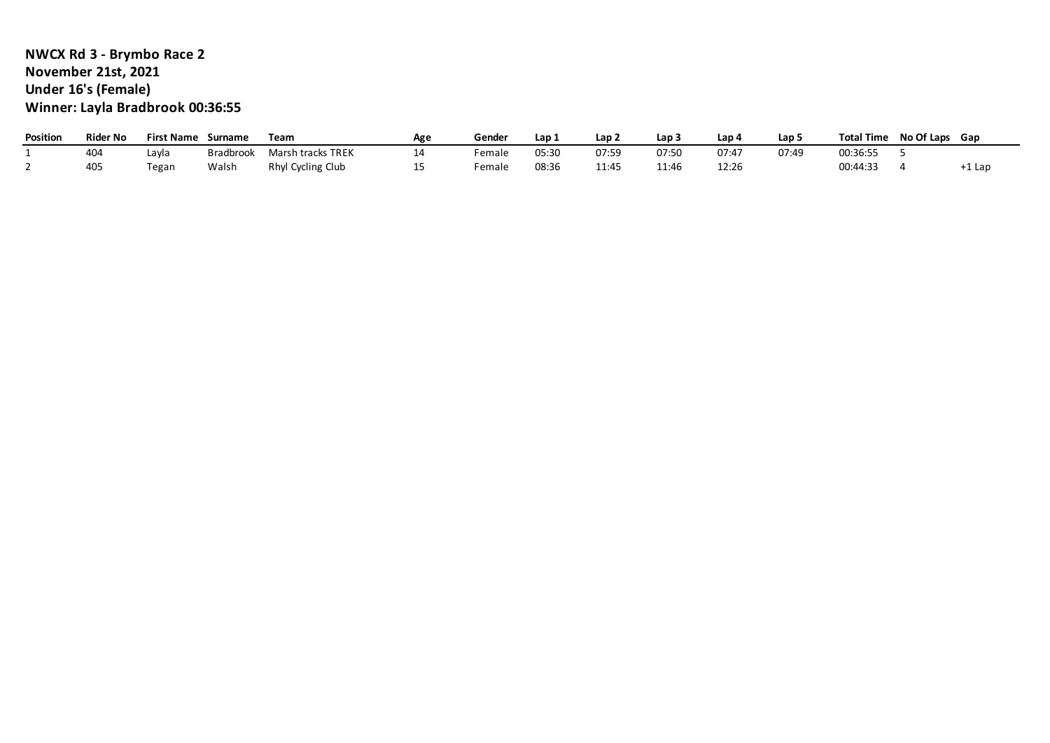**NWCX Rd 3 - Brymbo Race 2**
**November 21st, 2021**
**Under 16's (Female)**
**Winner: Layla Bradbrook 00:36:55**

| Position | Rider No | First Name | Surname | Team | Age | Gender | Lap 1 | Lap 2 | Lap 3 | Lap 4 | Lap 5 | Total Time | No Of Laps | Gap |
|---|---|---|---|---|---|---|---|---|---|---|---|---|---|---|
| 1 | 404 | Layla | Bradbrook | Marsh tracks TREK | 14 | Female | 05:30 | 07:59 | 07:50 | 07:47 | 07:49 | 00:36:55 | 5 | |
| 2 | 405 | Tegan | Walsh | Rhyl Cycling Club | 15 | Female | 08:36 | 11:45 | 11:46 | 12:26 | | 00:44:33 | 4 | +1 Lap |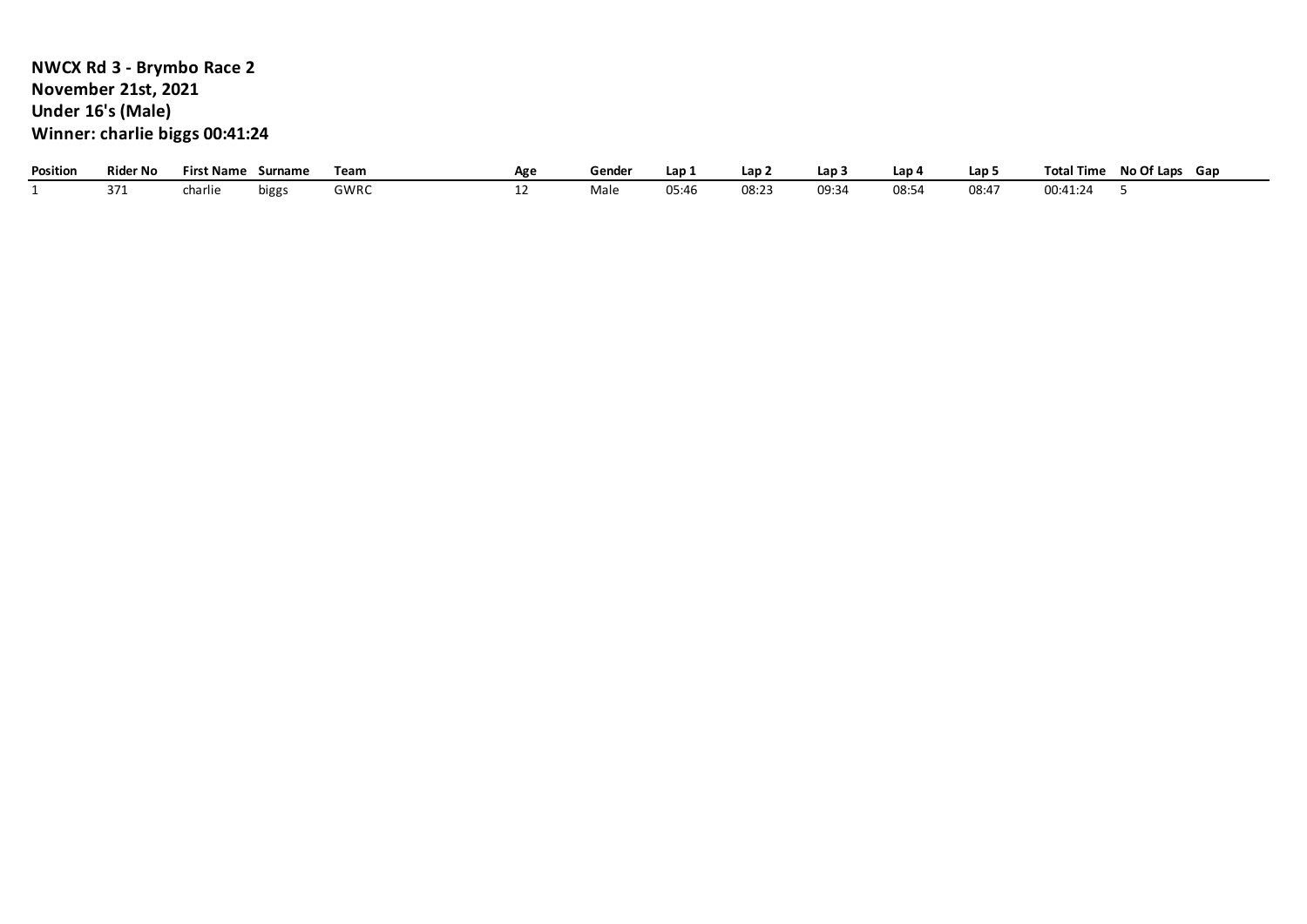**NWCX Rd 3 - Brymbo Race 2**
**November 21st, 2021**
**Under 16's (Male)**
**Winner: charlie biggs 00:41:24**

| Position | Rider No | First Name | Surname | Team | Age | Gender | Lap 1 | Lap 2 | Lap 3 | Lap 4 | Lap 5 | Total Time | No Of Laps | Gap |
|---|---|---|---|---|---|---|---|---|---|---|---|---|---|---|
| 1 | 371 | charlie | biggs | GWRC | 12 | Male | 05:46 | 08:23 | 09:34 | 08:54 | 08:47 | 00:41:24 | 5 | |